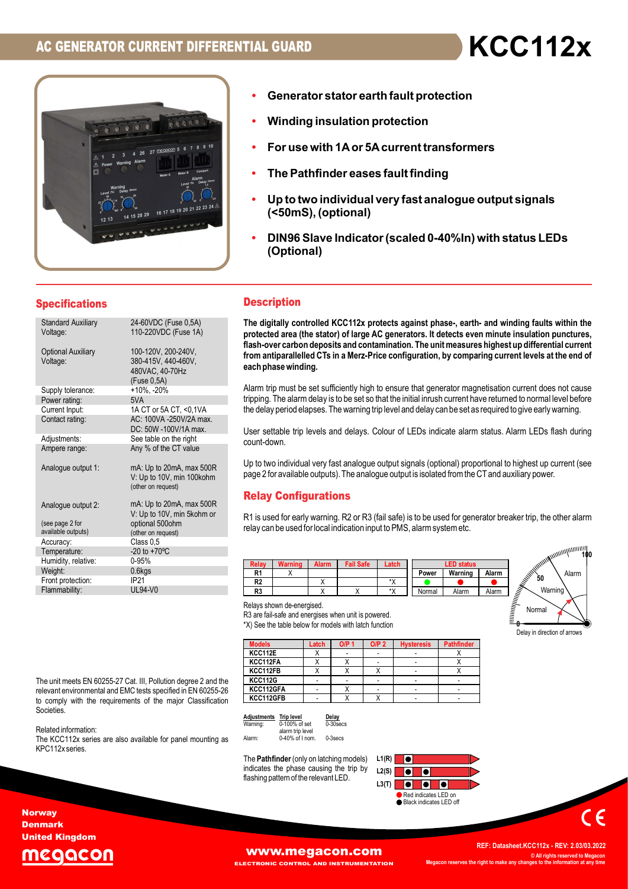# AC GENERATOR CURRENT DIFFERENTIAL GUARD

# KCC112x

- **Generator stator earth fault protection**
- **Winding insulation protection**
- **For use with 1A or 5A current transformers**
- **The Pathfinder eases fault finding**
- **Up to two individual very fast analogue output signals (<50mS), (optional)**
- **DIN96 Slave Indicator (scaled 0-40%In) with status LEDs (Optional)**

## Specifications

| | |
|---|---|
| Standard Auxiliary Voltage: | 24-60VDC (Fuse 0,5A) 110-220VDC (Fuse 1A) |
| Optional Auxiliary Voltage: | 100-120V, 200-240V, 380-415V, 440-460V, 480VAC, 40-70Hz (Fuse 0,5A) |
| Supply tolerance: | +10%, -20% |
| Power rating: | 5VA |
| Current Input: | 1A CT or 5A CT, <0,1VA |
| Contact rating: | AC: 100VA -250V/2A max. DC: 50W -100V/1A max. |
| Adjustments: | See table on the right |
| Ampere range: | Any % of the CT value |
| Analogue output 1: | mA: Up to 20mA, max 500R V: Up to 10V, min 100kohm (other on request) |
| Analogue output 2: (see page 2 for available outputs) | mA: Up to 20mA, max 500R V: Up to 10V, min 5kohm or optional 500ohm (other on request) |
| Accuracy: | Class 0,5 |
| Temperature: | -20 to +70ºC |
| Humidity, relative: | 0-95% |
| Weight: | 0.6kgs |
| Front protection: | IP21 |
| Flammability: | UL94-V0 |

The unit meets EN 60255-27 Cat. III, Pollution degree 2 and the relevant environmental and EMC tests specified in EN 60255-26 to comply with the requirements of the major Classification Societies.

Related information:
The KCC112x series are also available for panel mounting as KPC112x series.

## Description

**The digitally controlled KCC112x protects against phase-, earth- and winding faults within the protected area (the stator) of large AC generators. It detects even minute insulation punctures, flash-over carbon deposits and contamination. The unit measures highest up differential current from antiparallelled CTs in a Merz-Price configuration, by comparing current levels at the end of each phase winding.**

Alarm trip must be set sufficiently high to ensure that generator magnetisation current does not cause tripping. The alarm delay is to be set so that the initial inrush current have returned to normal level before the delay period elapses. The warning trip level and delay can be set as required to give early warning.

User settable trip levels and delays. Colour of LEDs indicate alarm status. Alarm LEDs flash during count-down.

Up to two individual very fast analogue output signals (optional) proportional to highest up current (see page 2 for available outputs). The analogue output is isolated from the CT and auxiliary power.

## Relay Configurations

R1 is used for early warning. R2 or R3 (fail safe) is to be used for generator breaker trip, the other alarm relay can be used for local indication input to PMS, alarm system etc.

| Relay | Warning | Alarm | Fail Safe | Latch |
|---|---|---|---|---|
| R1 | X | | | |
| R2 | | X | | *X |
| R3 | | X | X | *X |

| LED status | | |
|---|---|---|
| Power | Warning | Alarm |
| ● (green) | ● (red) | ● (red) |
| Normal | Alarm | Alarm |

Relays shown de-energised.
R3 are fail-safe and energises when unit is powered.
*X) See the table below for models with latch function

Delay in direction of arrows

| Models | Latch | O/P 1 | O/P 2 | Hysteresis | Pathfinder |
|---|---|---|---|---|---|
| KCC112E | X | - | - | - | X |
| KCC112FA | X | X | - | - | X |
| KCC112FB | X | X | X | - | X |
| KCC112G | - | - | - | - | - |
| KCC112GFA | - | X | - | - | - |
| KCC112GFB | - | X | X | - | - |

| Adjustments | Trip level | Delay |
|---|---|---|
| Warning: | 0-100% of set alarm trip level | 0-30secs |
| Alarm: | 0-40% of I nom. | 0-3secs |

The **Pathfinder** (only on latching models) indicates the phase causing the trip by flashing pattern of the relevant LED.

L1(R), L2(S), L3(T)
Red indicates LED on
Black indicates LED off

Norway
Denmark
United Kingdom

www.megacon.com
ELECTRONIC CONTROL AND INSTRUMENTATION

REF: Datasheet.KCC112x - REV: 2.03/03.2022
© All rights reserved to Megacon
Megacon reserves the right to make any changes to the information at any time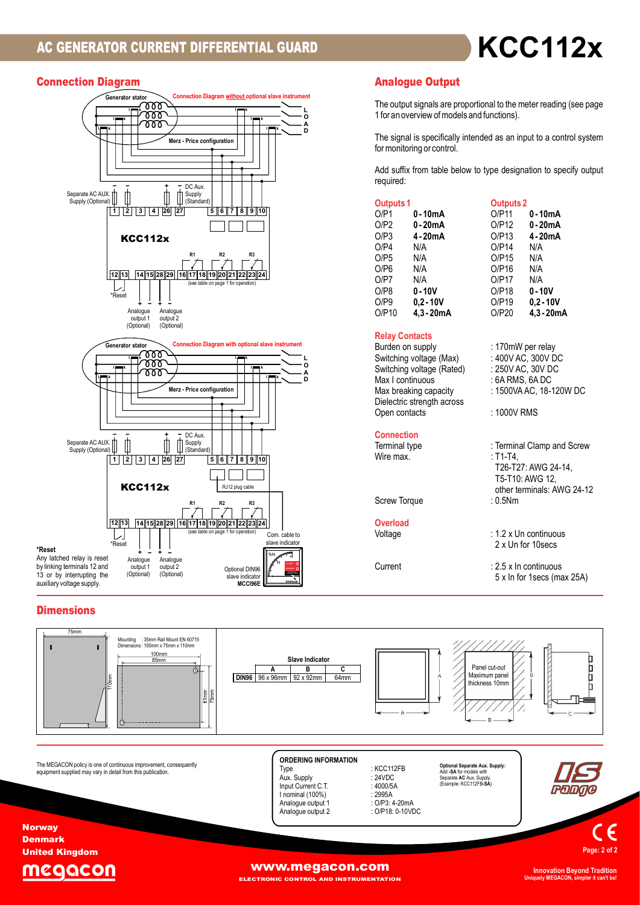# AC GENERATOR CURRENT DIFFERENTIAL GUARD

# KCC112x

## Connection Diagram

Generator stator

Connection Diagram without optional slave instrument

LOAD

Merz - Price configuration

Separate AC AUX. Supply (Optional)

DC Aux. Supply (Standard)

1 2 3 4 26 27 5 6 7 8 9 10

KCC112x

R1 R2 R3

12 13 14 15 28 29 16 17 18 19 20 21 22 23 24

(see table on page 1 for operation)

*Reset

Analogue output 1 (Optional)

Analogue output 2 (Optional)

Generator stator

Connection Diagram with optional slave instrument

LOAD

Merz - Price configuration

Separate AC AUX. Supply (Optional)

DC Aux. Supply (Standard)

KCC112x

RJ12 plug cable

R1 R2 R3

(see table on page 1 for operation)

Com. cable to slave indicator

*Reset

Analogue output 1 (Optional)

Analogue output 2 (Optional)

Optional DIN96 slave indicator **MCCI96E**

**\*Reset**
Any latched relay is reset by linking terminals 12 and 13 or by interrupting the auxiliary voltage supply.

## Analogue Output

The output signals are proportional to the meter reading (see page 1 for an overview of models and functions).

The signal is specifically intended as an input to a control system for monitoring or control.

Add suffix from table below to type designation to specify output required:

| Outputs 1 | | Outputs 2 | |
|---|---|---|---|
| O/P1 | **0 - 10mA** | O/P11 | **0 - 10mA** |
| O/P2 | **0 - 20mA** | O/P12 | **0 - 20mA** |
| O/P3 | **4 - 20mA** | O/P13 | **4 - 20mA** |
| O/P4 | N/A | O/P14 | N/A |
| O/P5 | N/A | O/P15 | N/A |
| O/P6 | N/A | O/P16 | N/A |
| O/P7 | N/A | O/P17 | N/A |
| O/P8 | **0 - 10V** | O/P18 | **0 - 10V** |
| O/P9 | **0,2 - 10V** | O/P19 | **0,2 - 10V** |
| O/P10 | **4,3 - 20mA** | O/P20 | **4,3 - 20mA** |

### Relay Contacts

| | |
|---|---|
| Burden on supply | : 170mW per relay |
| Switching voltage (Max) | : 400V AC, 300V DC |
| Switching voltage (Rated) | : 250V AC, 30V DC |
| Max I continuous | : 6A RMS, 6A DC |
| Max breaking capacity | : 1500VA AC, 18-120W DC |
| Dielectric strength across Open contacts | : 1000V RMS |

### Connection

| | |
|---|---|
| Terminal type | : Terminal Clamp and Screw |
| Wire max. | : T1-T4, T26-T27: AWG 24-14, T5-T10: AWG 12, other terminals: AWG 24-12 |
| Screw Torque | : 0.5Nm |

### Overload

| | |
|---|---|
| Voltage | : 1.2 x Un continuous<br>2 x Un for 10secs |
| Current | : 2.5 x In continuous<br>5 x In for 1secs (max 25A) |

## Dimensions

75mm

Mounting : 35mm Rail Mount EN 60715
Dimensions : 100mm x 75mm x 110mm

100mm
85mm
110mm
61mm
75mm

| Slave Indicator | A | B | C |
|---|---|---|---|
| DIN96 | 96 x 96mm | 92 x 92mm | 64mm |

Panel cut-out
Maximum panel thickness 10mm

The MEGACON policy is one of continuous improvement, consequently equipment supplied may vary in detail from this publication.

**ORDERING INFORMATION**

| | |
|---|---|
| Type | : KCC112FB |
| Aux. Supply | : 24VDC |
| Input Current C.T. | : 4000/5A |
| I nominal (100%) | : 2995A |
| Analogue output 1 | : O/P3: 4-20mA |
| Analogue output 2 | : O/P18: 0-10VDC |

**Optional Separate Aux. Supply:**
Add **-SA** for models with Separate **AC** Aux. Supply. (Example: KCC112FB-**SA**)

**Norway**
**Denmark**
**United Kingdom**

megacon

www.megacon.com
ELECTRONIC CONTROL AND INSTRUMENTATION

**Innovation Beyond Tradition**
Uniquely MEGACON, simpler it can't be!